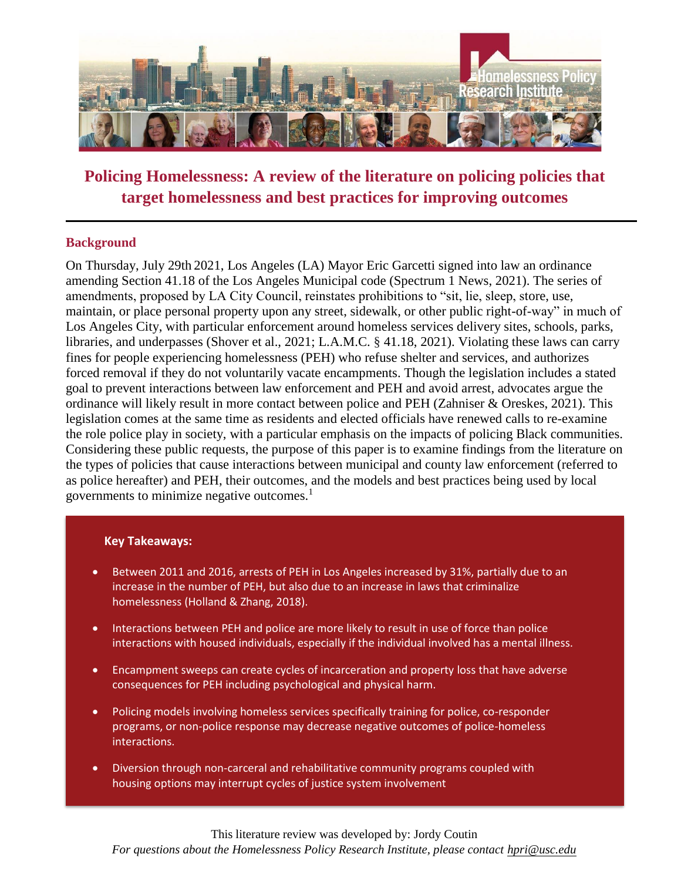# Policing Homelessness: A review of the literature on policing policies that target homelessness and best practices for improving outcomes

## Background

On Thursday, July 29th 2021, Los Angeles (LA) Mayor Eric Garcetti signed into law an ordinance amending Section 41.18 of the Los Angeles Municipal code (Spectrum 1 News, 2021). The series of amendments, proposed by LA City Council, reinstates prohibitions to "sit, lie, sleep, store, use, maintain, or place personal property upon any street, sidewalk, or other public right-of-way" in much of Los Angeles City, with particular enforcement around homeless services delivery sites, schools, parks, libraries, and underpasses (Shover et al., 2021; L.A.M.C. § 41.18, 2021). Violating these laws can carry fines for people experiencing homelessness (PEH) who refuse shelter and services, and authorizes forced removal if they do not voluntarily vacate encampments. Though the legislation includes a stated goal to prevent interactions between law enforcement and PEH and avoid arrest, advocates argue the ordinance will likely result in more contact between police and PEH (Zahniser & Oreskes, 2021). This legislation comes at the same time as residents and elected officials have renewed calls to re-examine the role police play in society, with a particular emphasis on the impacts of policing Black communities. Considering these public requests, the purpose of this paper is to examine findings from the literature on the types of policies that cause interactions between municipal and county law enforcement (referred to as police hereafter) and PEH, their outcomes, and the models and best practices being used by local governments to minimize negative outcomes.[1]

**Key Takeaways:**

- Between 2011 and 2016, arrests of PEH in Los Angeles increased by 31%, partially due to an increase in the number of PEH, but also due to an increase in laws that criminalize homelessness (Holland & Zhang, 2018).
- Interactions between PEH and police are more likely to result in use of force than police interactions with housed individuals, especially if the individual involved has a mental illness.
- Encampment sweeps can create cycles of incarceration and property loss that have adverse consequences for PEH including psychological and physical harm.
- Policing models involving homeless services specifically training for police, co-responder programs, or non-police response may decrease negative outcomes of police-homeless interactions.
- Diversion through non-carceral and rehabilitative community programs coupled with housing options may interrupt cycles of justice system involvement

This literature review was developed by: Jordy Coutin

*For questions about the Homelessness Policy Research Institute, please contact hpri@usc.edu*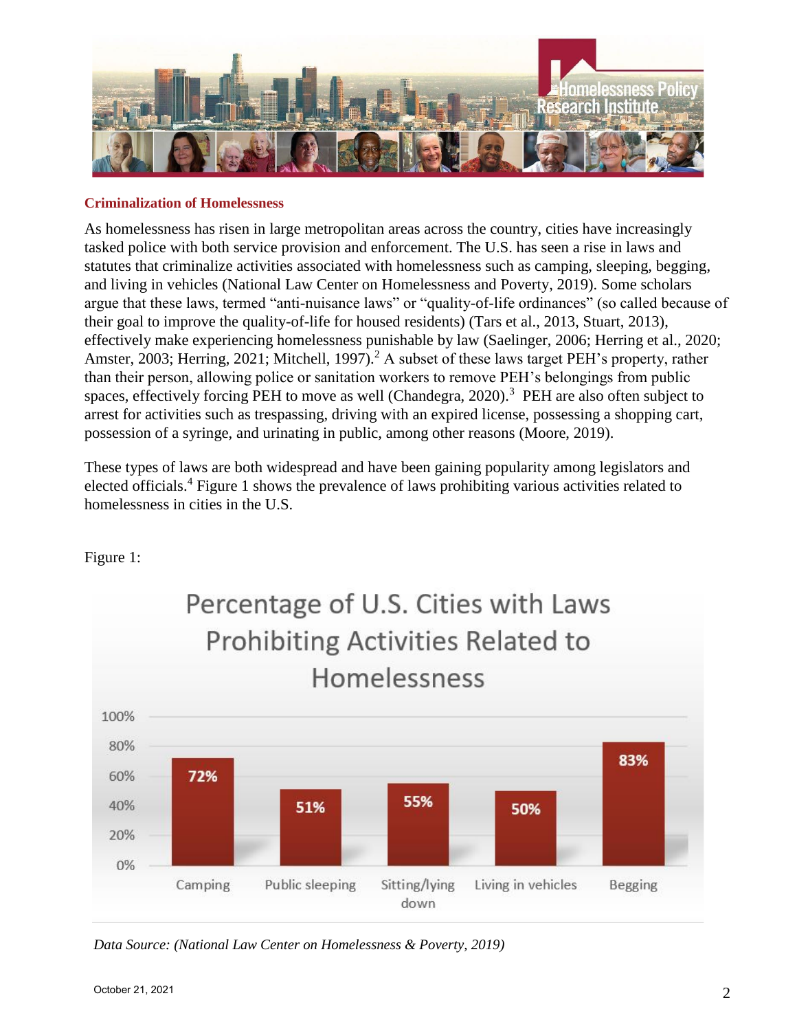## Criminalization of Homelessness

As homelessness has risen in large metropolitan areas across the country, cities have increasingly tasked police with both service provision and enforcement. The U.S. has seen a rise in laws and statutes that criminalize activities associated with homelessness such as camping, sleeping, begging, and living in vehicles (National Law Center on Homelessness and Poverty, 2019). Some scholars argue that these laws, termed "anti-nuisance laws" or "quality-of-life ordinances" (so called because of their goal to improve the quality-of-life for housed residents) (Tars et al., 2013, Stuart, 2013), effectively make experiencing homelessness punishable by law (Saelinger, 2006; Herring et al., 2020; Amster, 2003; Herring, 2021; Mitchell, 1997).[2] A subset of these laws target PEH's property, rather than their person, allowing police or sanitation workers to remove PEH's belongings from public spaces, effectively forcing PEH to move as well (Chandegra, 2020).[3] PEH are also often subject to arrest for activities such as trespassing, driving with an expired license, possessing a shopping cart, possession of a syringe, and urinating in public, among other reasons (Moore, 2019).

These types of laws are both widespread and have been gaining popularity among legislators and elected officials.[4] Figure 1 shows the prevalence of laws prohibiting various activities related to homelessness in cities in the U.S.

Figure 1:

**Percentage of U.S. Cities with Laws Prohibiting Activities Related to Homelessness**

| Activity | Percentage |
|---|---|
| Camping | 72% |
| Public sleeping | 51% |
| Sitting/lying down | 55% |
| Living in vehicles | 50% |
| Begging | 83% |

*Data Source: (National Law Center on Homelessness & Poverty, 2019)*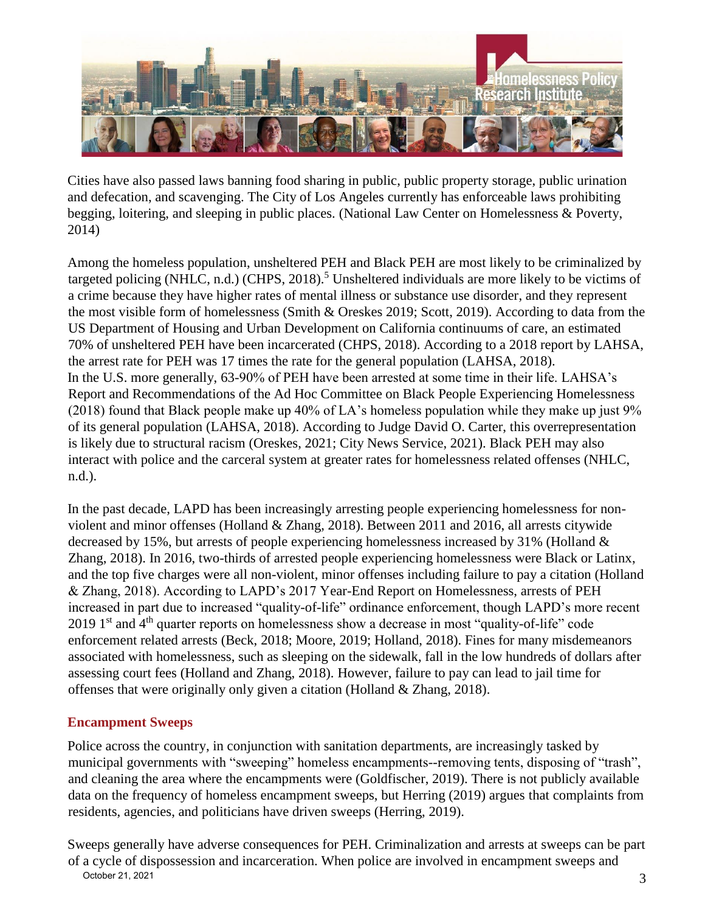Cities have also passed laws banning food sharing in public, public property storage, public urination and defecation, and scavenging. The City of Los Angeles currently has enforceable laws prohibiting begging, loitering, and sleeping in public places. (National Law Center on Homelessness & Poverty, 2014)

Among the homeless population, unsheltered PEH and Black PEH are most likely to be criminalized by targeted policing (NHLC, n.d.) (CHPS, 2018).[5] Unsheltered individuals are more likely to be victims of a crime because they have higher rates of mental illness or substance use disorder, and they represent the most visible form of homelessness (Smith & Oreskes 2019; Scott, 2019). According to data from the US Department of Housing and Urban Development on California continuums of care, an estimated 70% of unsheltered PEH have been incarcerated (CHPS, 2018). According to a 2018 report by LAHSA, the arrest rate for PEH was 17 times the rate for the general population (LAHSA, 2018). In the U.S. more generally, 63-90% of PEH have been arrested at some time in their life. LAHSA's Report and Recommendations of the Ad Hoc Committee on Black People Experiencing Homelessness (2018) found that Black people make up 40% of LA's homeless population while they make up just 9% of its general population (LAHSA, 2018). According to Judge David O. Carter, this overrepresentation is likely due to structural racism (Oreskes, 2021; City News Service, 2021). Black PEH may also interact with police and the carceral system at greater rates for homelessness related offenses (NHLC, n.d.).

In the past decade, LAPD has been increasingly arresting people experiencing homelessness for non-violent and minor offenses (Holland & Zhang, 2018). Between 2011 and 2016, all arrests citywide decreased by 15%, but arrests of people experiencing homelessness increased by 31% (Holland & Zhang, 2018). In 2016, two-thirds of arrested people experiencing homelessness were Black or Latinx, and the top five charges were all non-violent, minor offenses including failure to pay a citation (Holland & Zhang, 2018). According to LAPD's 2017 Year-End Report on Homelessness, arrests of PEH increased in part due to increased "quality-of-life" ordinance enforcement, though LAPD's more recent 2019 1st and 4th quarter reports on homelessness show a decrease in most "quality-of-life" code enforcement related arrests (Beck, 2018; Moore, 2019; Holland, 2018). Fines for many misdemeanors associated with homelessness, such as sleeping on the sidewalk, fall in the low hundreds of dollars after assessing court fees (Holland and Zhang, 2018). However, failure to pay can lead to jail time for offenses that were originally only given a citation (Holland & Zhang, 2018).

## Encampment Sweeps

Police across the country, in conjunction with sanitation departments, are increasingly tasked by municipal governments with "sweeping" homeless encampments--removing tents, disposing of "trash", and cleaning the area where the encampments were (Goldfischer, 2019). There is not publicly available data on the frequency of homeless encampment sweeps, but Herring (2019) argues that complaints from residents, agencies, and politicians have driven sweeps (Herring, 2019).

Sweeps generally have adverse consequences for PEH. Criminalization and arrests at sweeps can be part of a cycle of dispossession and incarceration. When police are involved in encampment sweeps and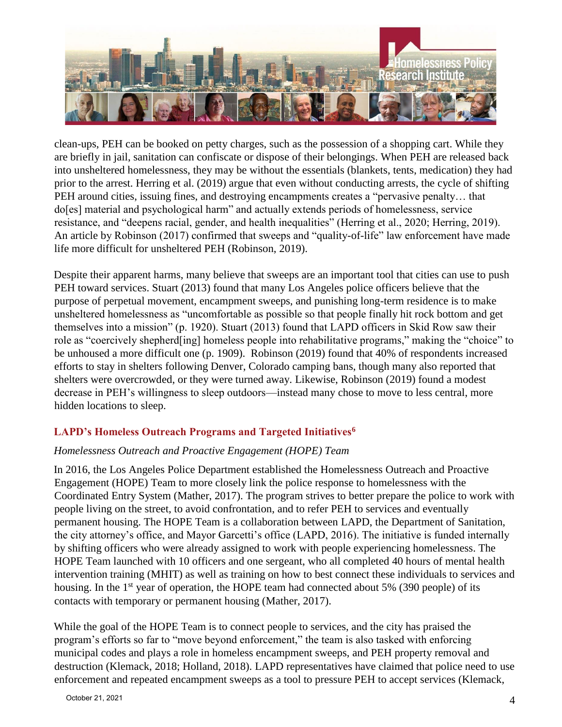clean-ups, PEH can be booked on petty charges, such as the possession of a shopping cart. While they are briefly in jail, sanitation can confiscate or dispose of their belongings. When PEH are released back into unsheltered homelessness, they may be without the essentials (blankets, tents, medication) they had prior to the arrest. Herring et al. (2019) argue that even without conducting arrests, the cycle of shifting PEH around cities, issuing fines, and destroying encampments creates a "pervasive penalty… that do[es] material and psychological harm" and actually extends periods of homelessness, service resistance, and "deepens racial, gender, and health inequalities" (Herring et al., 2020; Herring, 2019). An article by Robinson (2017) confirmed that sweeps and "quality-of-life" law enforcement have made life more difficult for unsheltered PEH (Robinson, 2019).

Despite their apparent harms, many believe that sweeps are an important tool that cities can use to push PEH toward services. Stuart (2013) found that many Los Angeles police officers believe that the purpose of perpetual movement, encampment sweeps, and punishing long-term residence is to make unsheltered homelessness as "uncomfortable as possible so that people finally hit rock bottom and get themselves into a mission" (p. 1920). Stuart (2013) found that LAPD officers in Skid Row saw their role as "coercively shepherd[ing] homeless people into rehabilitative programs," making the "choice" to be unhoused a more difficult one (p. 1909). Robinson (2019) found that 40% of respondents increased efforts to stay in shelters following Denver, Colorado camping bans, though many also reported that shelters were overcrowded, or they were turned away. Likewise, Robinson (2019) found a modest decrease in PEH's willingness to sleep outdoors—instead many chose to move to less central, more hidden locations to sleep.

## LAPD's Homeless Outreach Programs and Targeted Initiatives[6]

### *Homelessness Outreach and Proactive Engagement (HOPE) Team*

In 2016, the Los Angeles Police Department established the Homelessness Outreach and Proactive Engagement (HOPE) Team to more closely link the police response to homelessness with the Coordinated Entry System (Mather, 2017). The program strives to better prepare the police to work with people living on the street, to avoid confrontation, and to refer PEH to services and eventually permanent housing. The HOPE Team is a collaboration between LAPD, the Department of Sanitation, the city attorney's office, and Mayor Garcetti's office (LAPD, 2016). The initiative is funded internally by shifting officers who were already assigned to work with people experiencing homelessness. The HOPE Team launched with 10 officers and one sergeant, who all completed 40 hours of mental health intervention training (MHIT) as well as training on how to best connect these individuals to services and housing. In the 1st year of operation, the HOPE team had connected about 5% (390 people) of its contacts with temporary or permanent housing (Mather, 2017).

While the goal of the HOPE Team is to connect people to services, and the city has praised the program's efforts so far to "move beyond enforcement," the team is also tasked with enforcing municipal codes and plays a role in homeless encampment sweeps, and PEH property removal and destruction (Klemack, 2018; Holland, 2018). LAPD representatives have claimed that police need to use enforcement and repeated encampment sweeps as a tool to pressure PEH to accept services (Klemack,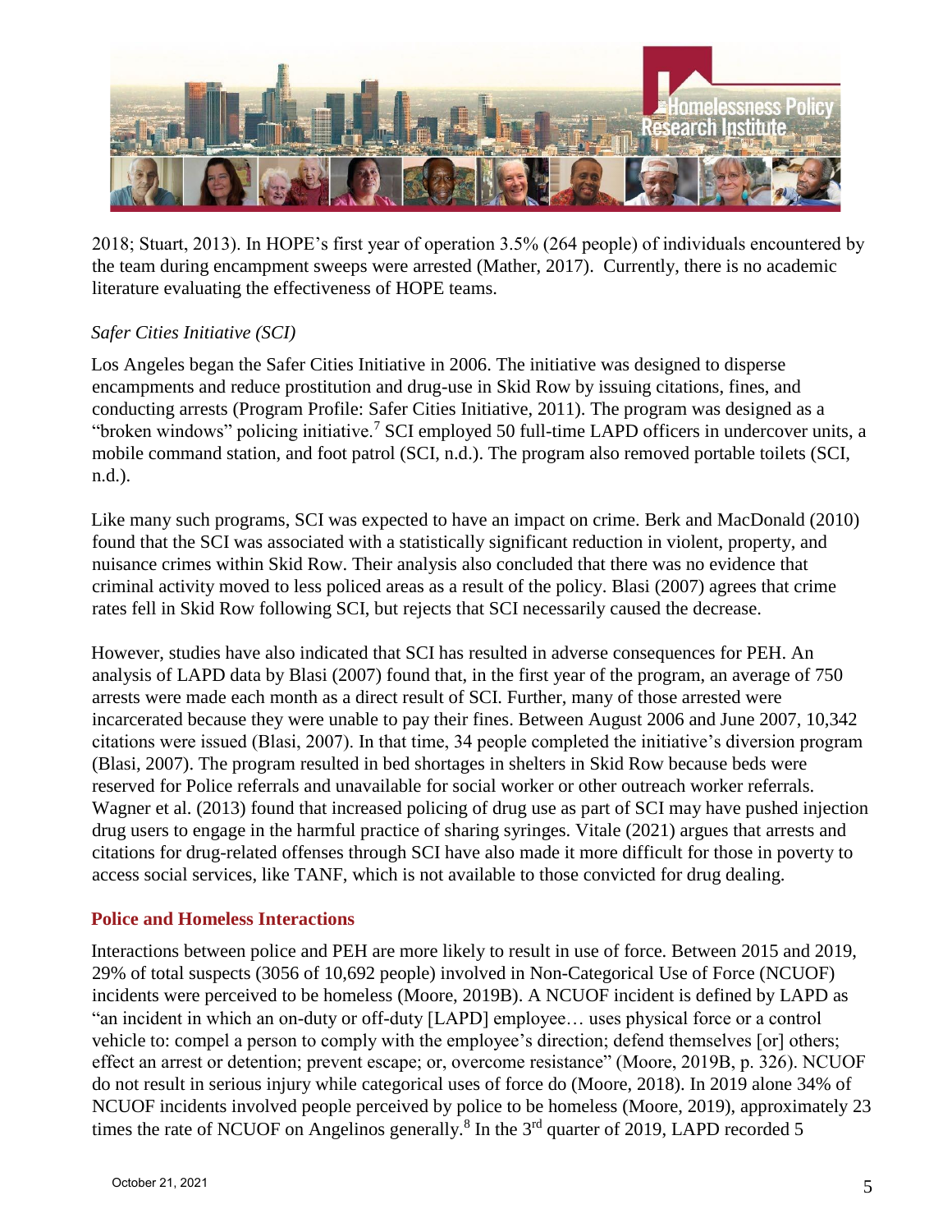2018; Stuart, 2013). In HOPE's first year of operation 3.5% (264 people) of individuals encountered by the team during encampment sweeps were arrested (Mather, 2017). Currently, there is no academic literature evaluating the effectiveness of HOPE teams.

*Safer Cities Initiative (SCI)*

Los Angeles began the Safer Cities Initiative in 2006. The initiative was designed to disperse encampments and reduce prostitution and drug-use in Skid Row by issuing citations, fines, and conducting arrests (Program Profile: Safer Cities Initiative, 2011). The program was designed as a "broken windows" policing initiative.[7] SCI employed 50 full-time LAPD officers in undercover units, a mobile command station, and foot patrol (SCI, n.d.). The program also removed portable toilets (SCI, n.d.).

Like many such programs, SCI was expected to have an impact on crime. Berk and MacDonald (2010) found that the SCI was associated with a statistically significant reduction in violent, property, and nuisance crimes within Skid Row. Their analysis also concluded that there was no evidence that criminal activity moved to less policed areas as a result of the policy. Blasi (2007) agrees that crime rates fell in Skid Row following SCI, but rejects that SCI necessarily caused the decrease.

However, studies have also indicated that SCI has resulted in adverse consequences for PEH. An analysis of LAPD data by Blasi (2007) found that, in the first year of the program, an average of 750 arrests were made each month as a direct result of SCI. Further, many of those arrested were incarcerated because they were unable to pay their fines. Between August 2006 and June 2007, 10,342 citations were issued (Blasi, 2007). In that time, 34 people completed the initiative's diversion program (Blasi, 2007). The program resulted in bed shortages in shelters in Skid Row because beds were reserved for Police referrals and unavailable for social worker or other outreach worker referrals. Wagner et al. (2013) found that increased policing of drug use as part of SCI may have pushed injection drug users to engage in the harmful practice of sharing syringes. Vitale (2021) argues that arrests and citations for drug-related offenses through SCI have also made it more difficult for those in poverty to access social services, like TANF, which is not available to those convicted for drug dealing.

## Police and Homeless Interactions

Interactions between police and PEH are more likely to result in use of force. Between 2015 and 2019, 29% of total suspects (3056 of 10,692 people) involved in Non-Categorical Use of Force (NCUOF) incidents were perceived to be homeless (Moore, 2019B). A NCUOF incident is defined by LAPD as "an incident in which an on-duty or off-duty [LAPD] employee… uses physical force or a control vehicle to: compel a person to comply with the employee's direction; defend themselves [or] others; effect an arrest or detention; prevent escape; or, overcome resistance" (Moore, 2019B, p. 326). NCUOF do not result in serious injury while categorical uses of force do (Moore, 2018). In 2019 alone 34% of NCUOF incidents involved people perceived by police to be homeless (Moore, 2019), approximately 23 times the rate of NCUOF on Angelinos generally.[8] In the 3rd quarter of 2019, LAPD recorded 5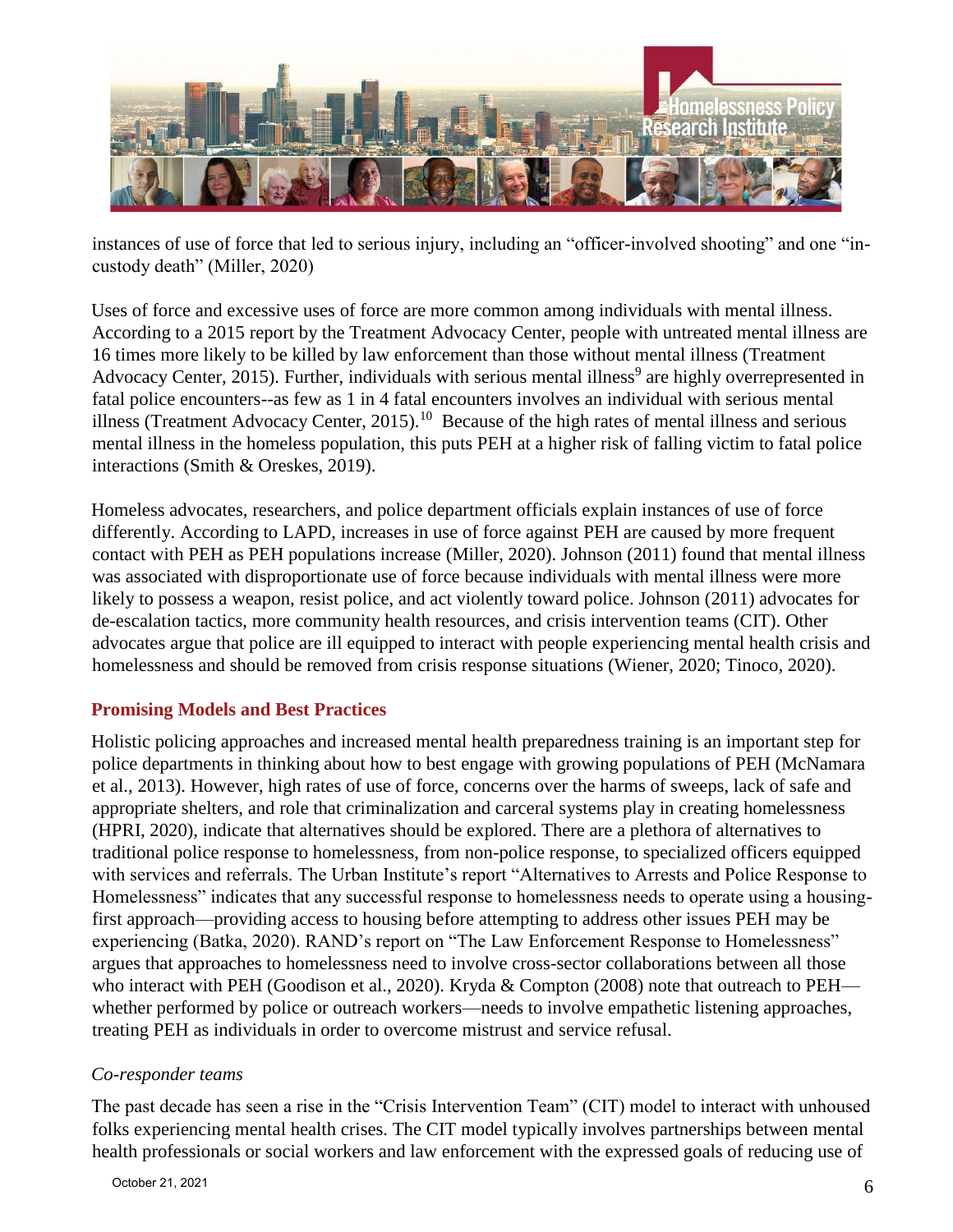instances of use of force that led to serious injury, including an "officer-involved shooting" and one "in-custody death" (Miller, 2020)

Uses of force and excessive uses of force are more common among individuals with mental illness. According to a 2015 report by the Treatment Advocacy Center, people with untreated mental illness are 16 times more likely to be killed by law enforcement than those without mental illness (Treatment Advocacy Center, 2015). Further, individuals with serious mental illness[9] are highly overrepresented in fatal police encounters--as few as 1 in 4 fatal encounters involves an individual with serious mental illness (Treatment Advocacy Center, 2015).[10] Because of the high rates of mental illness and serious mental illness in the homeless population, this puts PEH at a higher risk of falling victim to fatal police interactions (Smith & Oreskes, 2019).

Homeless advocates, researchers, and police department officials explain instances of use of force differently. According to LAPD, increases in use of force against PEH are caused by more frequent contact with PEH as PEH populations increase (Miller, 2020). Johnson (2011) found that mental illness was associated with disproportionate use of force because individuals with mental illness were more likely to possess a weapon, resist police, and act violently toward police. Johnson (2011) advocates for de-escalation tactics, more community health resources, and crisis intervention teams (CIT). Other advocates argue that police are ill equipped to interact with people experiencing mental health crisis and homelessness and should be removed from crisis response situations (Wiener, 2020; Tinoco, 2020).

## Promising Models and Best Practices

Holistic policing approaches and increased mental health preparedness training is an important step for police departments in thinking about how to best engage with growing populations of PEH (McNamara et al., 2013). However, high rates of use of force, concerns over the harms of sweeps, lack of safe and appropriate shelters, and role that criminalization and carceral systems play in creating homelessness (HPRI, 2020), indicate that alternatives should be explored. There are a plethora of alternatives to traditional police response to homelessness, from non-police response, to specialized officers equipped with services and referrals. The Urban Institute's report "Alternatives to Arrests and Police Response to Homelessness" indicates that any successful response to homelessness needs to operate using a housing-first approach—providing access to housing before attempting to address other issues PEH may be experiencing (Batka, 2020). RAND's report on "The Law Enforcement Response to Homelessness" argues that approaches to homelessness need to involve cross-sector collaborations between all those who interact with PEH (Goodison et al., 2020). Kryda & Compton (2008) note that outreach to PEH—whether performed by police or outreach workers—needs to involve empathetic listening approaches, treating PEH as individuals in order to overcome mistrust and service refusal.

### *Co-responder teams*

The past decade has seen a rise in the "Crisis Intervention Team" (CIT) model to interact with unhoused folks experiencing mental health crises. The CIT model typically involves partnerships between mental health professionals or social workers and law enforcement with the expressed goals of reducing use of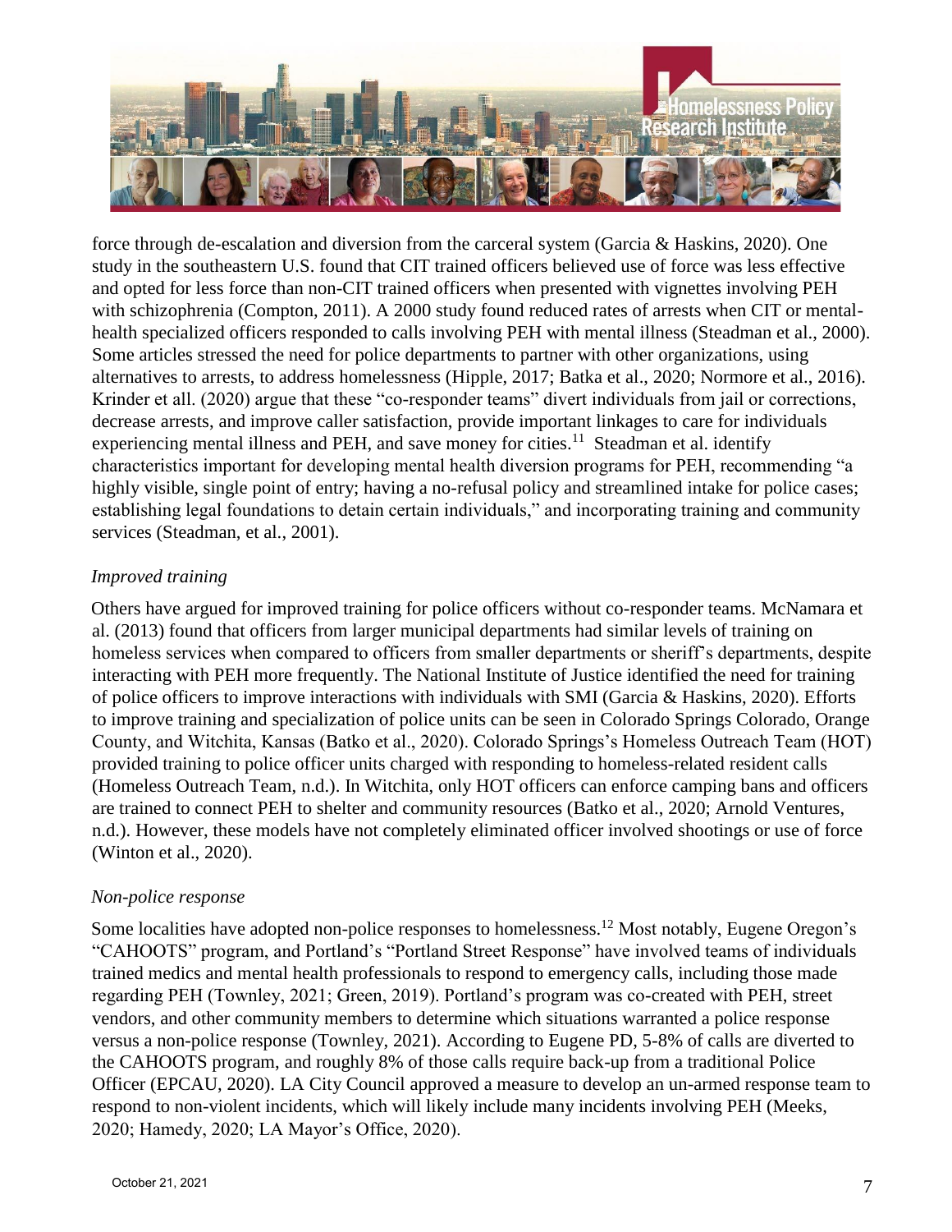force through de-escalation and diversion from the carceral system (Garcia & Haskins, 2020). One study in the southeastern U.S. found that CIT trained officers believed use of force was less effective and opted for less force than non-CIT trained officers when presented with vignettes involving PEH with schizophrenia (Compton, 2011). A 2000 study found reduced rates of arrests when CIT or mental-health specialized officers responded to calls involving PEH with mental illness (Steadman et al., 2000). Some articles stressed the need for police departments to partner with other organizations, using alternatives to arrests, to address homelessness (Hipple, 2017; Batka et al., 2020; Normore et al., 2016). Krinder et all. (2020) argue that these "co-responder teams" divert individuals from jail or corrections, decrease arrests, and improve caller satisfaction, provide important linkages to care for individuals experiencing mental illness and PEH, and save money for cities.[11] Steadman et al. identify characteristics important for developing mental health diversion programs for PEH, recommending "a highly visible, single point of entry; having a no-refusal policy and streamlined intake for police cases; establishing legal foundations to detain certain individuals," and incorporating training and community services (Steadman, et al., 2001).

*Improved training*

Others have argued for improved training for police officers without co-responder teams. McNamara et al. (2013) found that officers from larger municipal departments had similar levels of training on homeless services when compared to officers from smaller departments or sheriff's departments, despite interacting with PEH more frequently. The National Institute of Justice identified the need for training of police officers to improve interactions with individuals with SMI (Garcia & Haskins, 2020). Efforts to improve training and specialization of police units can be seen in Colorado Springs Colorado, Orange County, and Witchita, Kansas (Batko et al., 2020). Colorado Springs's Homeless Outreach Team (HOT) provided training to police officer units charged with responding to homeless-related resident calls (Homeless Outreach Team, n.d.). In Witchita, only HOT officers can enforce camping bans and officers are trained to connect PEH to shelter and community resources (Batko et al., 2020; Arnold Ventures, n.d.). However, these models have not completely eliminated officer involved shootings or use of force (Winton et al., 2020).

*Non-police response*

Some localities have adopted non-police responses to homelessness.[12] Most notably, Eugene Oregon's "CAHOOTS" program, and Portland's "Portland Street Response" have involved teams of individuals trained medics and mental health professionals to respond to emergency calls, including those made regarding PEH (Townley, 2021; Green, 2019). Portland's program was co-created with PEH, street vendors, and other community members to determine which situations warranted a police response versus a non-police response (Townley, 2021). According to Eugene PD, 5-8% of calls are diverted to the CAHOOTS program, and roughly 8% of those calls require back-up from a traditional Police Officer (EPCAU, 2020). LA City Council approved a measure to develop an un-armed response team to respond to non-violent incidents, which will likely include many incidents involving PEH (Meeks, 2020; Hamedy, 2020; LA Mayor's Office, 2020).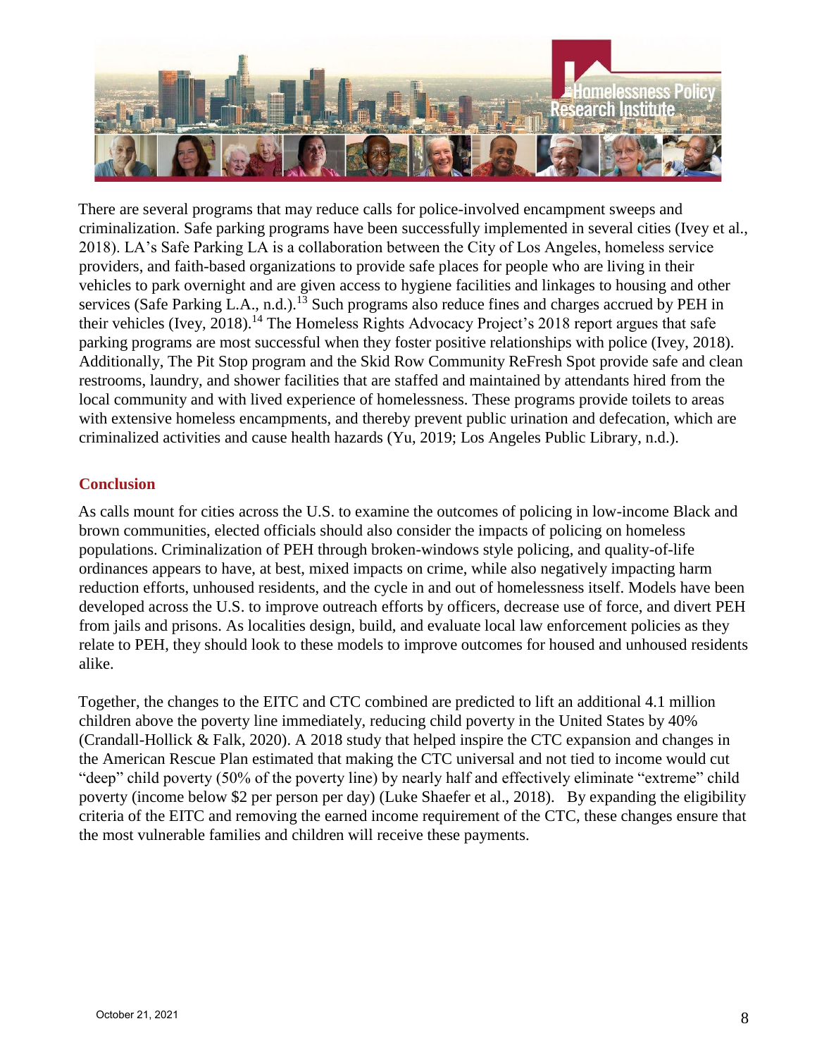There are several programs that may reduce calls for police-involved encampment sweeps and criminalization. Safe parking programs have been successfully implemented in several cities (Ivey et al., 2018). LA's Safe Parking LA is a collaboration between the City of Los Angeles, homeless service providers, and faith-based organizations to provide safe places for people who are living in their vehicles to park overnight and are given access to hygiene facilities and linkages to housing and other services (Safe Parking L.A., n.d.).[13] Such programs also reduce fines and charges accrued by PEH in their vehicles (Ivey, 2018).[14] The Homeless Rights Advocacy Project's 2018 report argues that safe parking programs are most successful when they foster positive relationships with police (Ivey, 2018). Additionally, The Pit Stop program and the Skid Row Community ReFresh Spot provide safe and clean restrooms, laundry, and shower facilities that are staffed and maintained by attendants hired from the local community and with lived experience of homelessness. These programs provide toilets to areas with extensive homeless encampments, and thereby prevent public urination and defecation, which are criminalized activities and cause health hazards (Yu, 2019; Los Angeles Public Library, n.d.).

## Conclusion

As calls mount for cities across the U.S. to examine the outcomes of policing in low-income Black and brown communities, elected officials should also consider the impacts of policing on homeless populations. Criminalization of PEH through broken-windows style policing, and quality-of-life ordinances appears to have, at best, mixed impacts on crime, while also negatively impacting harm reduction efforts, unhoused residents, and the cycle in and out of homelessness itself. Models have been developed across the U.S. to improve outreach efforts by officers, decrease use of force, and divert PEH from jails and prisons. As localities design, build, and evaluate local law enforcement policies as they relate to PEH, they should look to these models to improve outcomes for housed and unhoused residents alike.

Together, the changes to the EITC and CTC combined are predicted to lift an additional 4.1 million children above the poverty line immediately, reducing child poverty in the United States by 40% (Crandall-Hollick & Falk, 2020). A 2018 study that helped inspire the CTC expansion and changes in the American Rescue Plan estimated that making the CTC universal and not tied to income would cut "deep" child poverty (50% of the poverty line) by nearly half and effectively eliminate "extreme" child poverty (income below $2 per person per day) (Luke Shaefer et al., 2018). By expanding the eligibility criteria of the EITC and removing the earned income requirement of the CTC, these changes ensure that the most vulnerable families and children will receive these payments.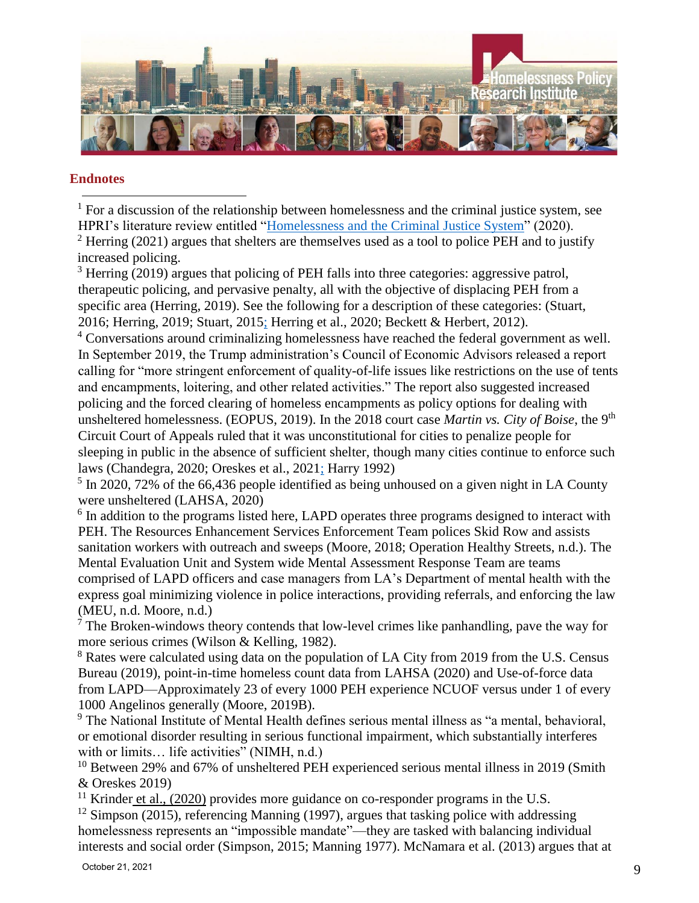## Endnotes

[1] For a discussion of the relationship between homelessness and the criminal justice system, see HPRI's literature review entitled "Homelessness and the Criminal Justice System" (2020).

[2] Herring (2021) argues that shelters are themselves used as a tool to police PEH and to justify increased policing.

[3] Herring (2019) argues that policing of PEH falls into three categories: aggressive patrol, therapeutic policing, and pervasive penalty, all with the objective of displacing PEH from a specific area (Herring, 2019). See the following for a description of these categories: (Stuart, 2016; Herring, 2019; Stuart, 2015; Herring et al., 2020; Beckett & Herbert, 2012).

[4] Conversations around criminalizing homelessness have reached the federal government as well. In September 2019, the Trump administration's Council of Economic Advisors released a report calling for "more stringent enforcement of quality-of-life issues like restrictions on the use of tents and encampments, loitering, and other related activities." The report also suggested increased policing and the forced clearing of homeless encampments as policy options for dealing with unsheltered homelessness. (EOPUS, 2019). In the 2018 court case *Martin vs. City of Boise*, the 9th Circuit Court of Appeals ruled that it was unconstitutional for cities to penalize people for sleeping in public in the absence of sufficient shelter, though many cities continue to enforce such laws (Chandegra, 2020; Oreskes et al., 2021; Harry 1992)

[5] In 2020, 72% of the 66,436 people identified as being unhoused on a given night in LA County were unsheltered (LAHSA, 2020)

[6] In addition to the programs listed here, LAPD operates three programs designed to interact with PEH. The Resources Enhancement Services Enforcement Team polices Skid Row and assists sanitation workers with outreach and sweeps (Moore, 2018; Operation Healthy Streets, n.d.). The Mental Evaluation Unit and System wide Mental Assessment Response Team are teams comprised of LAPD officers and case managers from LA's Department of mental health with the express goal minimizing violence in police interactions, providing referrals, and enforcing the law (MEU, n.d. Moore, n.d.)

[7] The Broken-windows theory contends that low-level crimes like panhandling, pave the way for more serious crimes (Wilson & Kelling, 1982).

[8] Rates were calculated using data on the population of LA City from 2019 from the U.S. Census Bureau (2019), point-in-time homeless count data from LAHSA (2020) and Use-of-force data from LAPD—Approximately 23 of every 1000 PEH experience NCUOF versus under 1 of every 1000 Angelinos generally (Moore, 2019B).

[9] The National Institute of Mental Health defines serious mental illness as "a mental, behavioral, or emotional disorder resulting in serious functional impairment, which substantially interferes with or limits… life activities" (NIMH, n.d.)

[10] Between 29% and 67% of unsheltered PEH experienced serious mental illness in 2019 (Smith & Oreskes 2019)

[11] Krinder et al., (2020) provides more guidance on co-responder programs in the U.S.

[12] Simpson (2015), referencing Manning (1997), argues that tasking police with addressing homelessness represents an "impossible mandate"—they are tasked with balancing individual interests and social order (Simpson, 2015; Manning 1977). McNamara et al. (2013) argues that at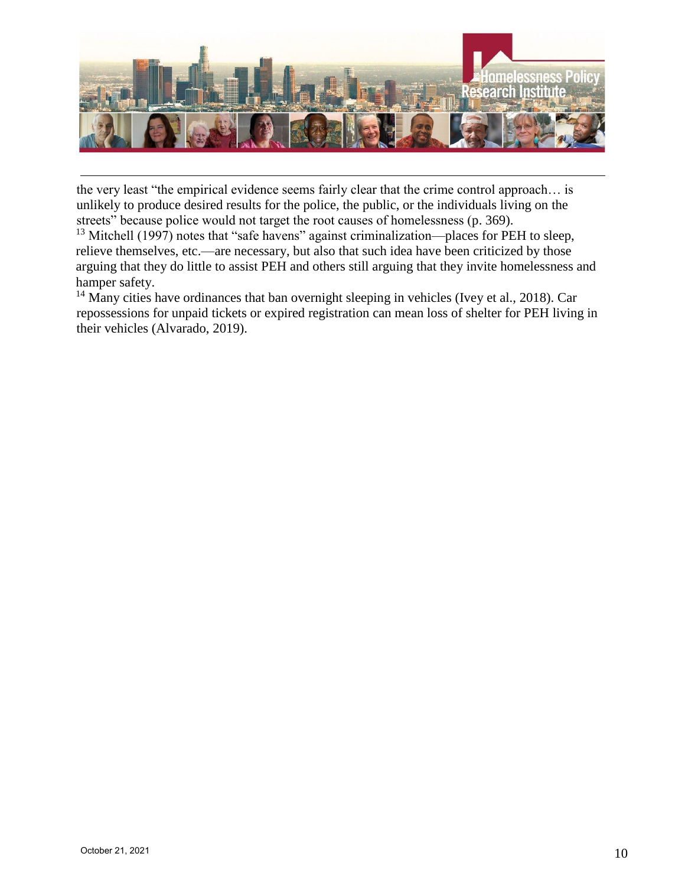the very least "the empirical evidence seems fairly clear that the crime control approach… is unlikely to produce desired results for the police, the public, or the individuals living on the streets" because police would not target the root causes of homelessness (p. 369).

[13] Mitchell (1997) notes that "safe havens" against criminalization—places for PEH to sleep, relieve themselves, etc.—are necessary, but also that such idea have been criticized by those arguing that they do little to assist PEH and others still arguing that they invite homelessness and hamper safety.

[14] Many cities have ordinances that ban overnight sleeping in vehicles (Ivey et al., 2018). Car repossessions for unpaid tickets or expired registration can mean loss of shelter for PEH living in their vehicles (Alvarado, 2019).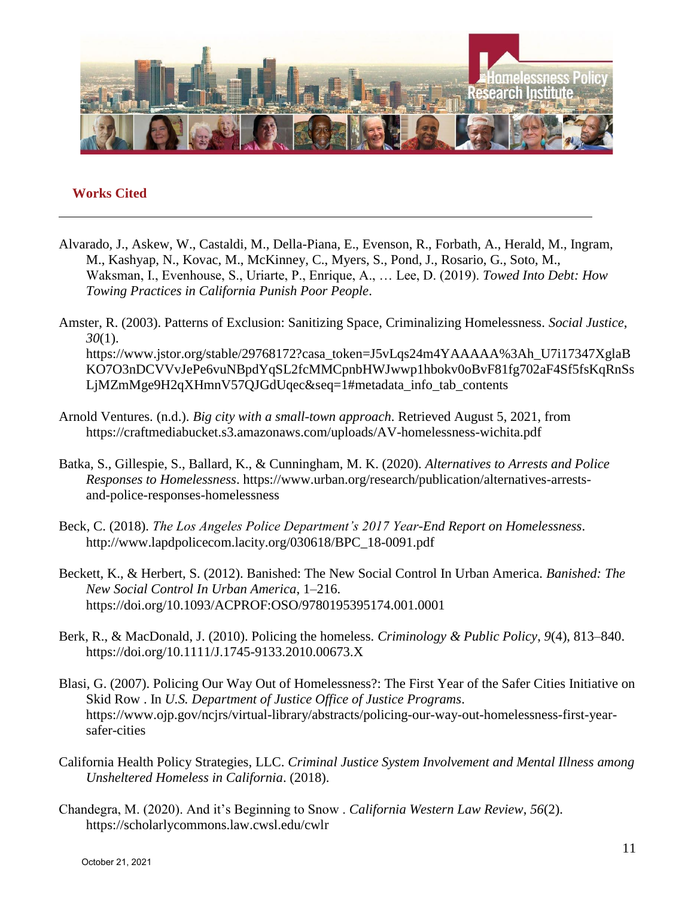## Works Cited

Alvarado, J., Askew, W., Castaldi, M., Della-Piana, E., Evenson, R., Forbath, A., Herald, M., Ingram, M., Kashyap, N., Kovac, M., McKinney, C., Myers, S., Pond, J., Rosario, G., Soto, M., Waksman, I., Evenhouse, S., Uriarte, P., Enrique, A., … Lee, D. (2019). *Towed Into Debt: How Towing Practices in California Punish Poor People*.

Amster, R. (2003). Patterns of Exclusion: Sanitizing Space, Criminalizing Homelessness. *Social Justice*, *30*(1). https://www.jstor.org/stable/29768172?casa_token=J5vLqs24m4YAAAAA%3Ah_U7i17347XglaBKO7O3nDCVVvJePe6vuNBpdYqSL2fcMMCpnbHWJwwp1hbokv0oBvF81fg702aF4Sf5fsKqRnSsLjMZmMge9H2qXHmnV57QJGdUqec&seq=1#metadata_info_tab_contents

Arnold Ventures. (n.d.). *Big city with a small-town approach*. Retrieved August 5, 2021, from https://craftmediabucket.s3.amazonaws.com/uploads/AV-homelessness-wichita.pdf

Batka, S., Gillespie, S., Ballard, K., & Cunningham, M. K. (2020). *Alternatives to Arrests and Police Responses to Homelessness*. https://www.urban.org/research/publication/alternatives-arrests-and-police-responses-homelessness

Beck, C. (2018). *The Los Angeles Police Department's 2017 Year-End Report on Homelessness*. http://www.lapdpolicecom.lacity.org/030618/BPC_18-0091.pdf

Beckett, K., & Herbert, S. (2012). Banished: The New Social Control In Urban America. *Banished: The New Social Control In Urban America*, 1–216. https://doi.org/10.1093/ACPROF:OSO/9780195395174.001.0001

Berk, R., & MacDonald, J. (2010). Policing the homeless. *Criminology & Public Policy*, *9*(4), 813–840. https://doi.org/10.1111/J.1745-9133.2010.00673.X

Blasi, G. (2007). Policing Our Way Out of Homelessness?: The First Year of the Safer Cities Initiative on Skid Row . In *U.S. Department of Justice Office of Justice Programs*. https://www.ojp.gov/ncjrs/virtual-library/abstracts/policing-our-way-out-homelessness-first-year-safer-cities

California Health Policy Strategies, LLC. *Criminal Justice System Involvement and Mental Illness among Unsheltered Homeless in California*. (2018).

Chandegra, M. (2020). And it's Beginning to Snow . *California Western Law Review*, *56*(2). https://scholarlycommons.law.cwsl.edu/cwlr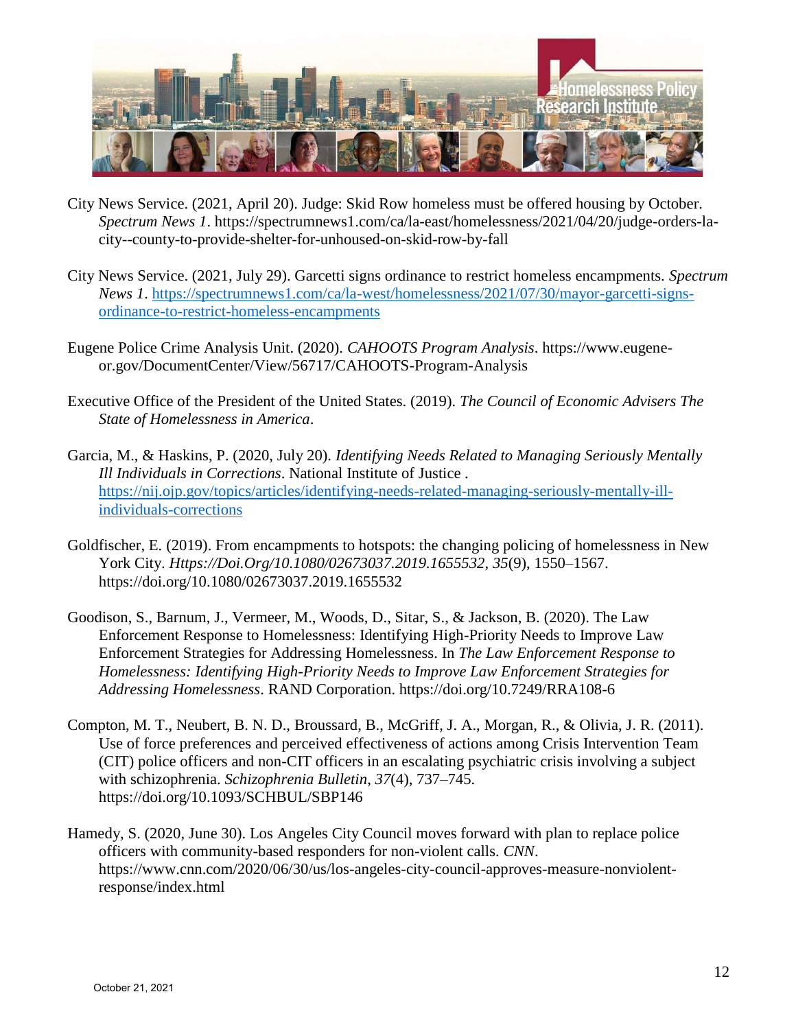City News Service. (2021, April 20). Judge: Skid Row homeless must be offered housing by October. *Spectrum News 1*. https://spectrumnews1.com/ca/la-east/homelessness/2021/04/20/judge-orders-la-city--county-to-provide-shelter-for-unhoused-on-skid-row-by-fall

City News Service. (2021, July 29). Garcetti signs ordinance to restrict homeless encampments. *Spectrum News 1*. https://spectrumnews1.com/ca/la-west/homelessness/2021/07/30/mayor-garcetti-signs-ordinance-to-restrict-homeless-encampments

Eugene Police Crime Analysis Unit. (2020). *CAHOOTS Program Analysis*. https://www.eugene-or.gov/DocumentCenter/View/56717/CAHOOTS-Program-Analysis

Executive Office of the President of the United States. (2019). *The Council of Economic Advisers The State of Homelessness in America*.

Garcia, M., & Haskins, P. (2020, July 20). *Identifying Needs Related to Managing Seriously Mentally Ill Individuals in Corrections*. National Institute of Justice . https://nij.ojp.gov/topics/articles/identifying-needs-related-managing-seriously-mentally-ill-individuals-corrections

Goldfischer, E. (2019). From encampments to hotspots: the changing policing of homelessness in New York City. *Https://Doi.Org/10.1080/02673037.2019.1655532*, *35*(9), 1550–1567. https://doi.org/10.1080/02673037.2019.1655532

Goodison, S., Barnum, J., Vermeer, M., Woods, D., Sitar, S., & Jackson, B. (2020). The Law Enforcement Response to Homelessness: Identifying High-Priority Needs to Improve Law Enforcement Strategies for Addressing Homelessness. In *The Law Enforcement Response to Homelessness: Identifying High-Priority Needs to Improve Law Enforcement Strategies for Addressing Homelessness*. RAND Corporation. https://doi.org/10.7249/RRA108-6

Compton, M. T., Neubert, B. N. D., Broussard, B., McGriff, J. A., Morgan, R., & Olivia, J. R. (2011). Use of force preferences and perceived effectiveness of actions among Crisis Intervention Team (CIT) police officers and non-CIT officers in an escalating psychiatric crisis involving a subject with schizophrenia. *Schizophrenia Bulletin*, *37*(4), 737–745. https://doi.org/10.1093/SCHBUL/SBP146

Hamedy, S. (2020, June 30). Los Angeles City Council moves forward with plan to replace police officers with community-based responders for non-violent calls. *CNN*. https://www.cnn.com/2020/06/30/us/los-angeles-city-council-approves-measure-nonviolent-response/index.html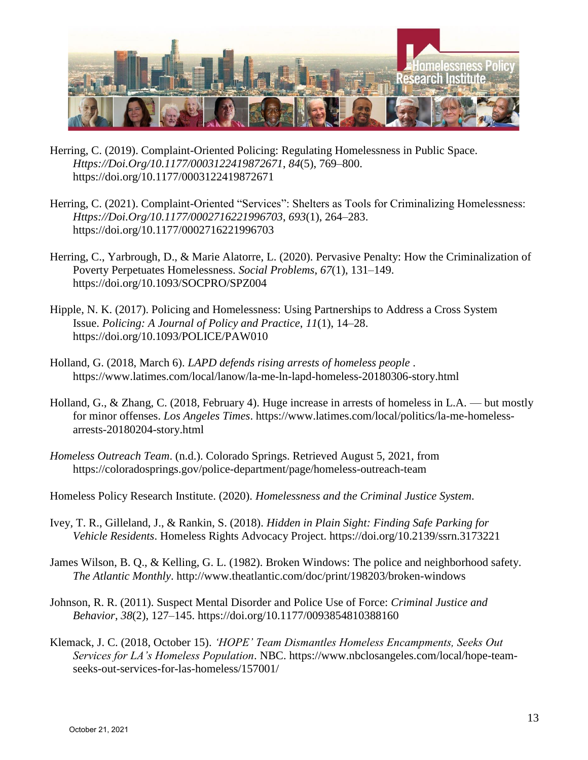Herring, C. (2019). Complaint-Oriented Policing: Regulating Homelessness in Public Space. *Https://Doi.Org/10.1177/0003122419872671*, *84*(5), 769–800. https://doi.org/10.1177/0003122419872671

Herring, C. (2021). Complaint-Oriented "Services": Shelters as Tools for Criminalizing Homelessness: *Https://Doi.Org/10.1177/0002716221996703*, *693*(1), 264–283. https://doi.org/10.1177/0002716221996703

Herring, C., Yarbrough, D., & Marie Alatorre, L. (2020). Pervasive Penalty: How the Criminalization of Poverty Perpetuates Homelessness. *Social Problems*, *67*(1), 131–149. https://doi.org/10.1093/SOCPRO/SPZ004

Hipple, N. K. (2017). Policing and Homelessness: Using Partnerships to Address a Cross System Issue. *Policing: A Journal of Policy and Practice*, *11*(1), 14–28. https://doi.org/10.1093/POLICE/PAW010

Holland, G. (2018, March 6). *LAPD defends rising arrests of homeless people* . https://www.latimes.com/local/lanow/la-me-ln-lapd-homeless-20180306-story.html

Holland, G., & Zhang, C. (2018, February 4). Huge increase in arrests of homeless in L.A. — but mostly for minor offenses. *Los Angeles Times*. https://www.latimes.com/local/politics/la-me-homeless-arrests-20180204-story.html

*Homeless Outreach Team*. (n.d.). Colorado Springs. Retrieved August 5, 2021, from https://coloradosprings.gov/police-department/page/homeless-outreach-team

Homeless Policy Research Institute. (2020). *Homelessness and the Criminal Justice System*.

Ivey, T. R., Gilleland, J., & Rankin, S. (2018). *Hidden in Plain Sight: Finding Safe Parking for Vehicle Residents*. Homeless Rights Advocacy Project. https://doi.org/10.2139/ssrn.3173221

James Wilson, B. Q., & Kelling, G. L. (1982). Broken Windows: The police and neighborhood safety. *The Atlantic Monthly*. http://www.theatlantic.com/doc/print/198203/broken-windows

Johnson, R. R. (2011). Suspect Mental Disorder and Police Use of Force: *Criminal Justice and Behavior*, *38*(2), 127–145. https://doi.org/10.1177/0093854810388160

Klemack, J. C. (2018, October 15). *'HOPE' Team Dismantles Homeless Encampments, Seeks Out Services for LA's Homeless Population*. NBC. https://www.nbclosangeles.com/local/hope-team-seeks-out-services-for-las-homeless/157001/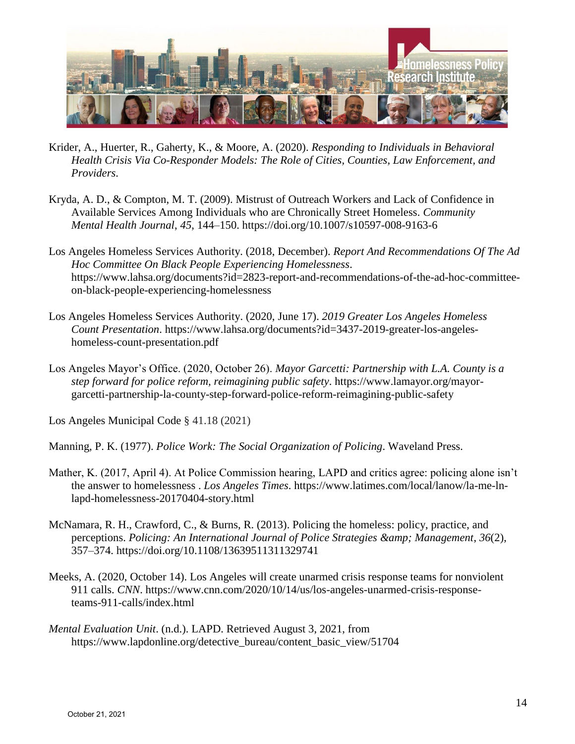Krider, A., Huerter, R., Gaherty, K., & Moore, A. (2020). *Responding to Individuals in Behavioral Health Crisis Via Co-Responder Models: The Role of Cities, Counties, Law Enforcement, and Providers*.

Kryda, A. D., & Compton, M. T. (2009). Mistrust of Outreach Workers and Lack of Confidence in Available Services Among Individuals who are Chronically Street Homeless. *Community Mental Health Journal*, *45*, 144–150. https://doi.org/10.1007/s10597-008-9163-6

Los Angeles Homeless Services Authority. (2018, December). *Report And Recommendations Of The Ad Hoc Committee On Black People Experiencing Homelessness*. https://www.lahsa.org/documents?id=2823-report-and-recommendations-of-the-ad-hoc-committee-on-black-people-experiencing-homelessness

Los Angeles Homeless Services Authority. (2020, June 17). *2019 Greater Los Angeles Homeless Count Presentation*. https://www.lahsa.org/documents?id=3437-2019-greater-los-angeles-homeless-count-presentation.pdf

Los Angeles Mayor's Office. (2020, October 26). *Mayor Garcetti: Partnership with L.A. County is a step forward for police reform, reimagining public safety*. https://www.lamayor.org/mayor-garcetti-partnership-la-county-step-forward-police-reform-reimagining-public-safety

Los Angeles Municipal Code § 41.18 (2021)

Manning, P. K. (1977). *Police Work: The Social Organization of Policing*. Waveland Press.

Mather, K. (2017, April 4). At Police Commission hearing, LAPD and critics agree: policing alone isn't the answer to homelessness . *Los Angeles Times*. https://www.latimes.com/local/lanow/la-me-ln-lapd-homelessness-20170404-story.html

McNamara, R. H., Crawford, C., & Burns, R. (2013). Policing the homeless: policy, practice, and perceptions. *Policing: An International Journal of Police Strategies &amp; Management*, *36*(2), 357–374. https://doi.org/10.1108/13639511311329741

Meeks, A. (2020, October 14). Los Angeles will create unarmed crisis response teams for nonviolent 911 calls. *CNN*. https://www.cnn.com/2020/10/14/us/los-angeles-unarmed-crisis-response-teams-911-calls/index.html

*Mental Evaluation Unit*. (n.d.). LAPD. Retrieved August 3, 2021, from https://www.lapdonline.org/detective_bureau/content_basic_view/51704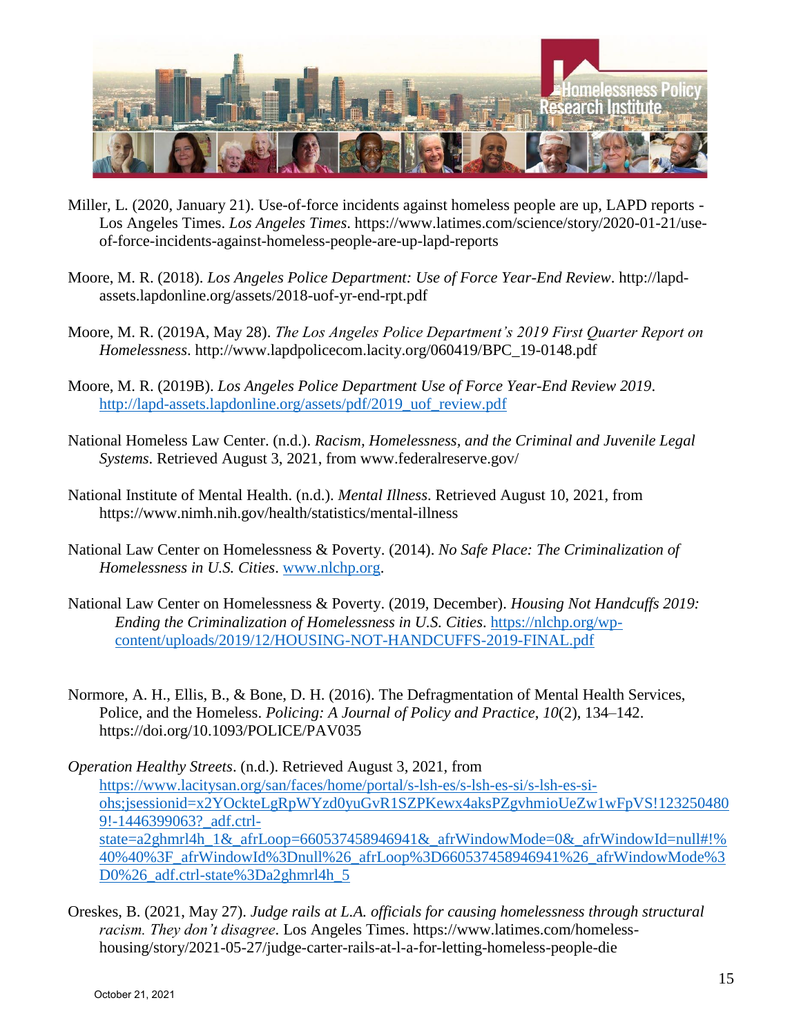Miller, L. (2020, January 21). Use-of-force incidents against homeless people are up, LAPD reports - Los Angeles Times. *Los Angeles Times*. https://www.latimes.com/science/story/2020-01-21/use-of-force-incidents-against-homeless-people-are-up-lapd-reports

Moore, M. R. (2018). *Los Angeles Police Department: Use of Force Year-End Review*. http://lapd-assets.lapdonline.org/assets/2018-uof-yr-end-rpt.pdf

Moore, M. R. (2019A, May 28). *The Los Angeles Police Department's 2019 First Quarter Report on Homelessness*. http://www.lapdpolicecom.lacity.org/060419/BPC_19-0148.pdf

Moore, M. R. (2019B). *Los Angeles Police Department Use of Force Year-End Review 2019*. http://lapd-assets.lapdonline.org/assets/pdf/2019_uof_review.pdf

National Homeless Law Center. (n.d.). *Racism, Homelessness, and the Criminal and Juvenile Legal Systems*. Retrieved August 3, 2021, from www.federalreserve.gov/

National Institute of Mental Health. (n.d.). *Mental Illness*. Retrieved August 10, 2021, from https://www.nimh.nih.gov/health/statistics/mental-illness

National Law Center on Homelessness & Poverty. (2014). *No Safe Place: The Criminalization of Homelessness in U.S. Cities*. www.nlchp.org.

National Law Center on Homelessness & Poverty. (2019, December). *Housing Not Handcuffs 2019: Ending the Criminalization of Homelessness in U.S. Cities*. https://nlchp.org/wp-content/uploads/2019/12/HOUSING-NOT-HANDCUFFS-2019-FINAL.pdf

Normore, A. H., Ellis, B., & Bone, D. H. (2016). The Defragmentation of Mental Health Services, Police, and the Homeless. *Policing: A Journal of Policy and Practice*, *10*(2), 134–142. https://doi.org/10.1093/POLICE/PAV035

*Operation Healthy Streets*. (n.d.). Retrieved August 3, 2021, from https://www.lacitysan.org/san/faces/home/portal/s-lsh-es/s-lsh-es-si/s-lsh-es-si-ohs;jsessionid=x2YOckteLgRpWYzd0yuGvR1SZPKewx4aksPZgvhmioUeZw1wFpVS!1232504809!-1446399063?_adf.ctrl-state=a2ghmrl4h_1&_afrLoop=660537458946941&_afrWindowMode=0&_afrWindowId=null#!%40%40%3F_afrWindowId%3Dnull%26_afrLoop%3D660537458946941%26_afrWindowMode%3D0%26_adf.ctrl-state%3Da2ghmrl4h_5

Oreskes, B. (2021, May 27). *Judge rails at L.A. officials for causing homelessness through structural racism. They don't disagree*. Los Angeles Times. https://www.latimes.com/homeless-housing/story/2021-05-27/judge-carter-rails-at-l-a-for-letting-homeless-people-die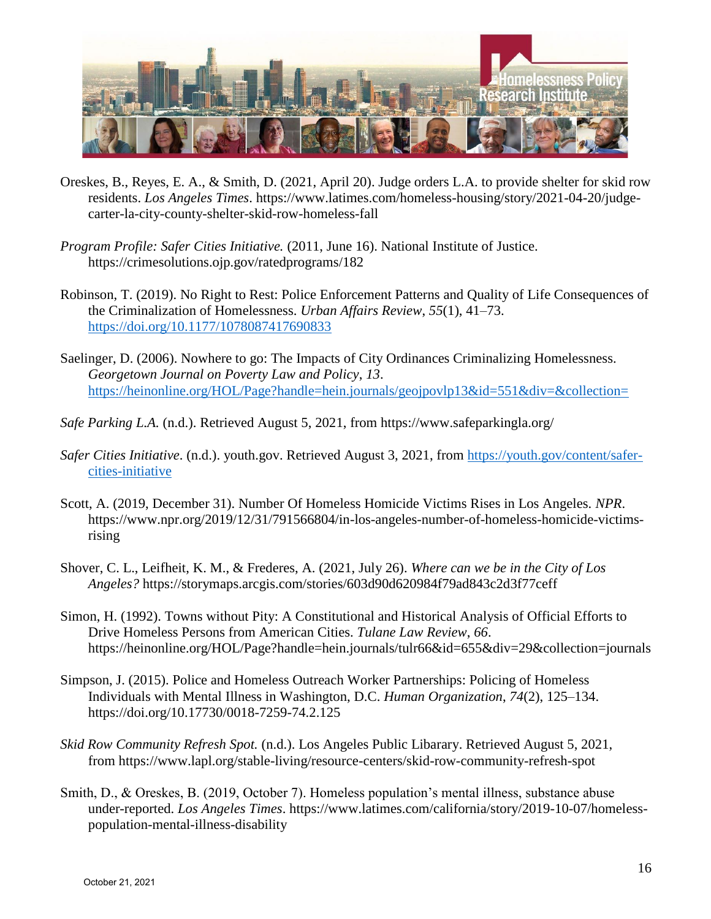Oreskes, B., Reyes, E. A., & Smith, D. (2021, April 20). Judge orders L.A. to provide shelter for skid row residents. *Los Angeles Times*. https://www.latimes.com/homeless-housing/story/2021-04-20/judge-carter-la-city-county-shelter-skid-row-homeless-fall

*Program Profile: Safer Cities Initiative.* (2011, June 16). National Institute of Justice. https://crimesolutions.ojp.gov/ratedprograms/182

Robinson, T. (2019). No Right to Rest: Police Enforcement Patterns and Quality of Life Consequences of the Criminalization of Homelessness. *Urban Affairs Review*, *55*(1), 41–73. https://doi.org/10.1177/1078087417690833

Saelinger, D. (2006). Nowhere to go: The Impacts of City Ordinances Criminalizing Homelessness. *Georgetown Journal on Poverty Law and Policy*, *13*. https://heinonline.org/HOL/Page?handle=hein.journals/geojpovlp13&id=551&div=&collection=

*Safe Parking L.A.* (n.d.). Retrieved August 5, 2021, from https://www.safeparkingla.org/

*Safer Cities Initiative*. (n.d.). youth.gov. Retrieved August 3, 2021, from https://youth.gov/content/safer-cities-initiative

Scott, A. (2019, December 31). Number Of Homeless Homicide Victims Rises in Los Angeles. *NPR*. https://www.npr.org/2019/12/31/791566804/in-los-angeles-number-of-homeless-homicide-victims-rising

Shover, C. L., Leifheit, K. M., & Frederes, A. (2021, July 26). *Where can we be in the City of Los Angeles?* https://storymaps.arcgis.com/stories/603d90d620984f79ad843c2d3f77ceff

Simon, H. (1992). Towns without Pity: A Constitutional and Historical Analysis of Official Efforts to Drive Homeless Persons from American Cities. *Tulane Law Review*, *66*. https://heinonline.org/HOL/Page?handle=hein.journals/tulr66&id=655&div=29&collection=journals

Simpson, J. (2015). Police and Homeless Outreach Worker Partnerships: Policing of Homeless Individuals with Mental Illness in Washington, D.C. *Human Organization*, *74*(2), 125–134. https://doi.org/10.17730/0018-7259-74.2.125

*Skid Row Community Refresh Spot.* (n.d.). Los Angeles Public Libarary. Retrieved August 5, 2021, from https://www.lapl.org/stable-living/resource-centers/skid-row-community-refresh-spot

Smith, D., & Oreskes, B. (2019, October 7). Homeless population's mental illness, substance abuse under-reported. *Los Angeles Times*. https://www.latimes.com/california/story/2019-10-07/homeless-population-mental-illness-disability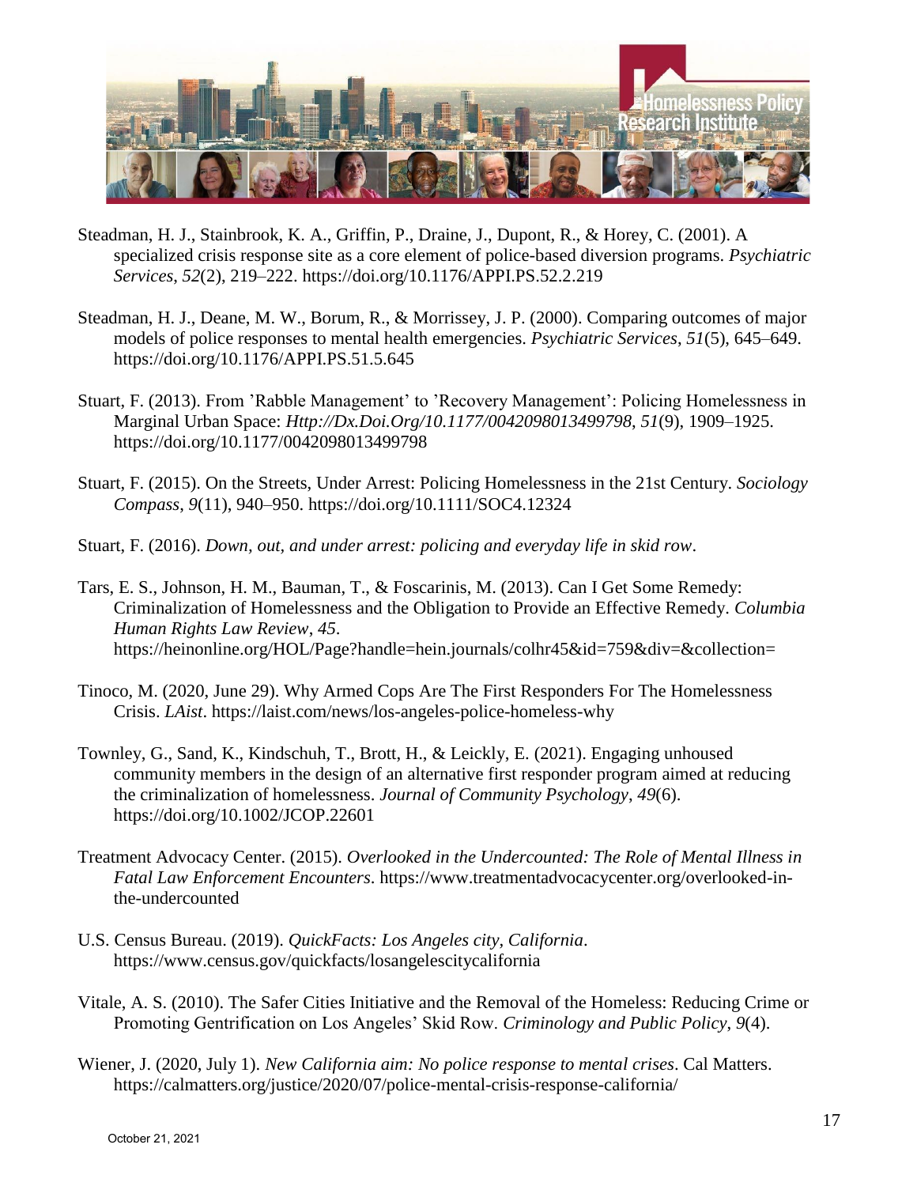Steadman, H. J., Stainbrook, K. A., Griffin, P., Draine, J., Dupont, R., & Horey, C. (2001). A specialized crisis response site as a core element of police-based diversion programs. *Psychiatric Services*, *52*(2), 219–222. https://doi.org/10.1176/APPI.PS.52.2.219

Steadman, H. J., Deane, M. W., Borum, R., & Morrissey, J. P. (2000). Comparing outcomes of major models of police responses to mental health emergencies. *Psychiatric Services*, *51*(5), 645–649. https://doi.org/10.1176/APPI.PS.51.5.645

Stuart, F. (2013). From 'Rabble Management' to 'Recovery Management': Policing Homelessness in Marginal Urban Space: *Http://Dx.Doi.Org/10.1177/0042098013499798*, *51*(9), 1909–1925. https://doi.org/10.1177/0042098013499798

Stuart, F. (2015). On the Streets, Under Arrest: Policing Homelessness in the 21st Century. *Sociology Compass*, *9*(11), 940–950. https://doi.org/10.1111/SOC4.12324

Stuart, F. (2016). *Down, out, and under arrest: policing and everyday life in skid row*.

Tars, E. S., Johnson, H. M., Bauman, T., & Foscarinis, M. (2013). Can I Get Some Remedy: Criminalization of Homelessness and the Obligation to Provide an Effective Remedy. *Columbia Human Rights Law Review*, *45*. https://heinonline.org/HOL/Page?handle=hein.journals/colhr45&id=759&div=&collection=

Tinoco, M. (2020, June 29). Why Armed Cops Are The First Responders For The Homelessness Crisis. *LAist*. https://laist.com/news/los-angeles-police-homeless-why

Townley, G., Sand, K., Kindschuh, T., Brott, H., & Leickly, E. (2021). Engaging unhoused community members in the design of an alternative first responder program aimed at reducing the criminalization of homelessness. *Journal of Community Psychology*, *49*(6). https://doi.org/10.1002/JCOP.22601

Treatment Advocacy Center. (2015). *Overlooked in the Undercounted: The Role of Mental Illness in Fatal Law Enforcement Encounters*. https://www.treatmentadvocacycenter.org/overlooked-in-the-undercounted

U.S. Census Bureau. (2019). *QuickFacts: Los Angeles city, California*. https://www.census.gov/quickfacts/losangelescitycalifornia

Vitale, A. S. (2010). The Safer Cities Initiative and the Removal of the Homeless: Reducing Crime or Promoting Gentrification on Los Angeles' Skid Row. *Criminology and Public Policy*, *9*(4).

Wiener, J. (2020, July 1). *New California aim: No police response to mental crises*. Cal Matters. https://calmatters.org/justice/2020/07/police-mental-crisis-response-california/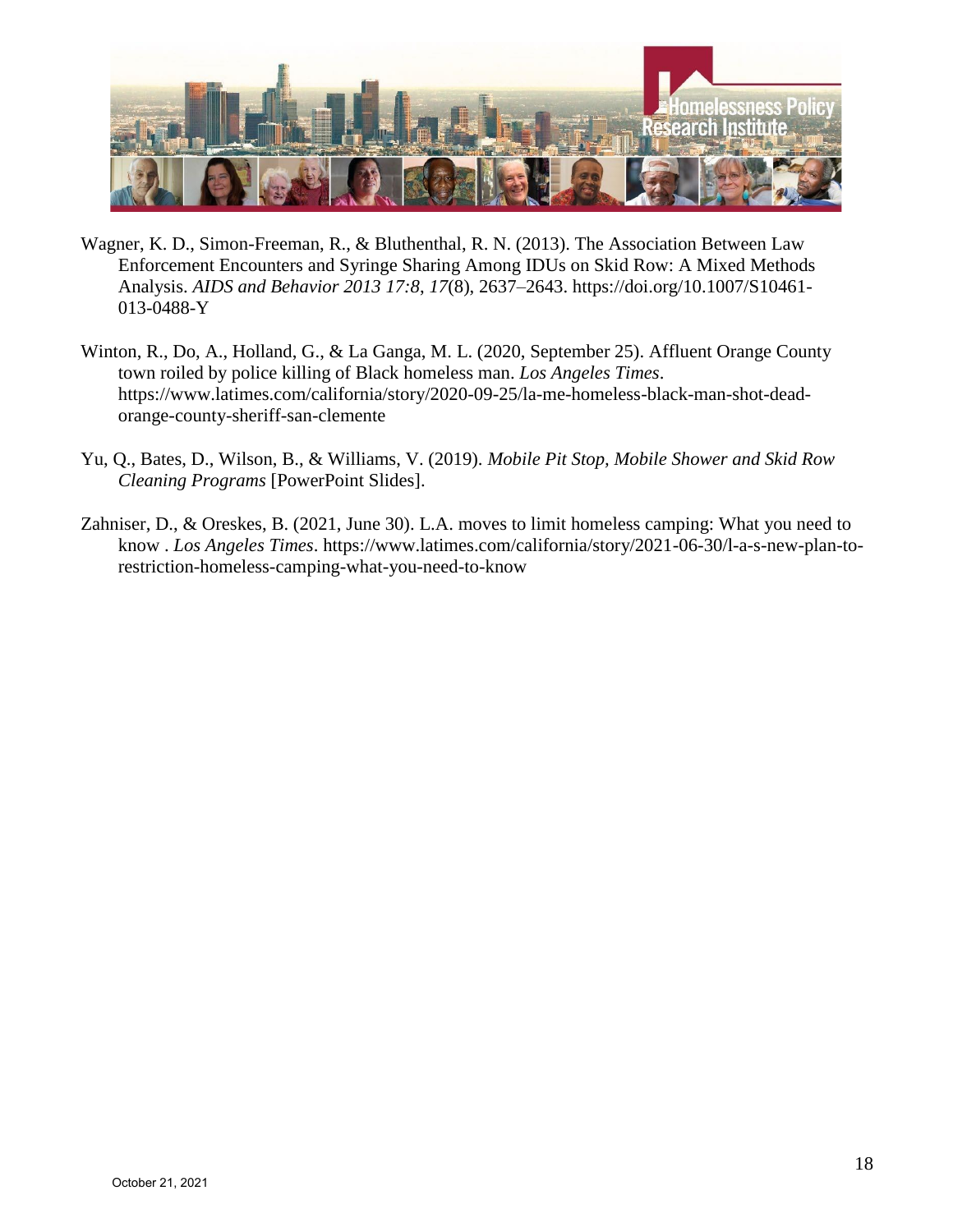Wagner, K. D., Simon-Freeman, R., & Bluthenthal, R. N. (2013). The Association Between Law Enforcement Encounters and Syringe Sharing Among IDUs on Skid Row: A Mixed Methods Analysis. *AIDS and Behavior 2013 17:8*, *17*(8), 2637–2643. https://doi.org/10.1007/S10461-013-0488-Y

Winton, R., Do, A., Holland, G., & La Ganga, M. L. (2020, September 25). Affluent Orange County town roiled by police killing of Black homeless man. *Los Angeles Times*. https://www.latimes.com/california/story/2020-09-25/la-me-homeless-black-man-shot-dead-orange-county-sheriff-san-clemente

Yu, Q., Bates, D., Wilson, B., & Williams, V. (2019). *Mobile Pit Stop, Mobile Shower and Skid Row Cleaning Programs* [PowerPoint Slides].

Zahniser, D., & Oreskes, B. (2021, June 30). L.A. moves to limit homeless camping: What you need to know . *Los Angeles Times*. https://www.latimes.com/california/story/2021-06-30/l-a-s-new-plan-to-restriction-homeless-camping-what-you-need-to-know